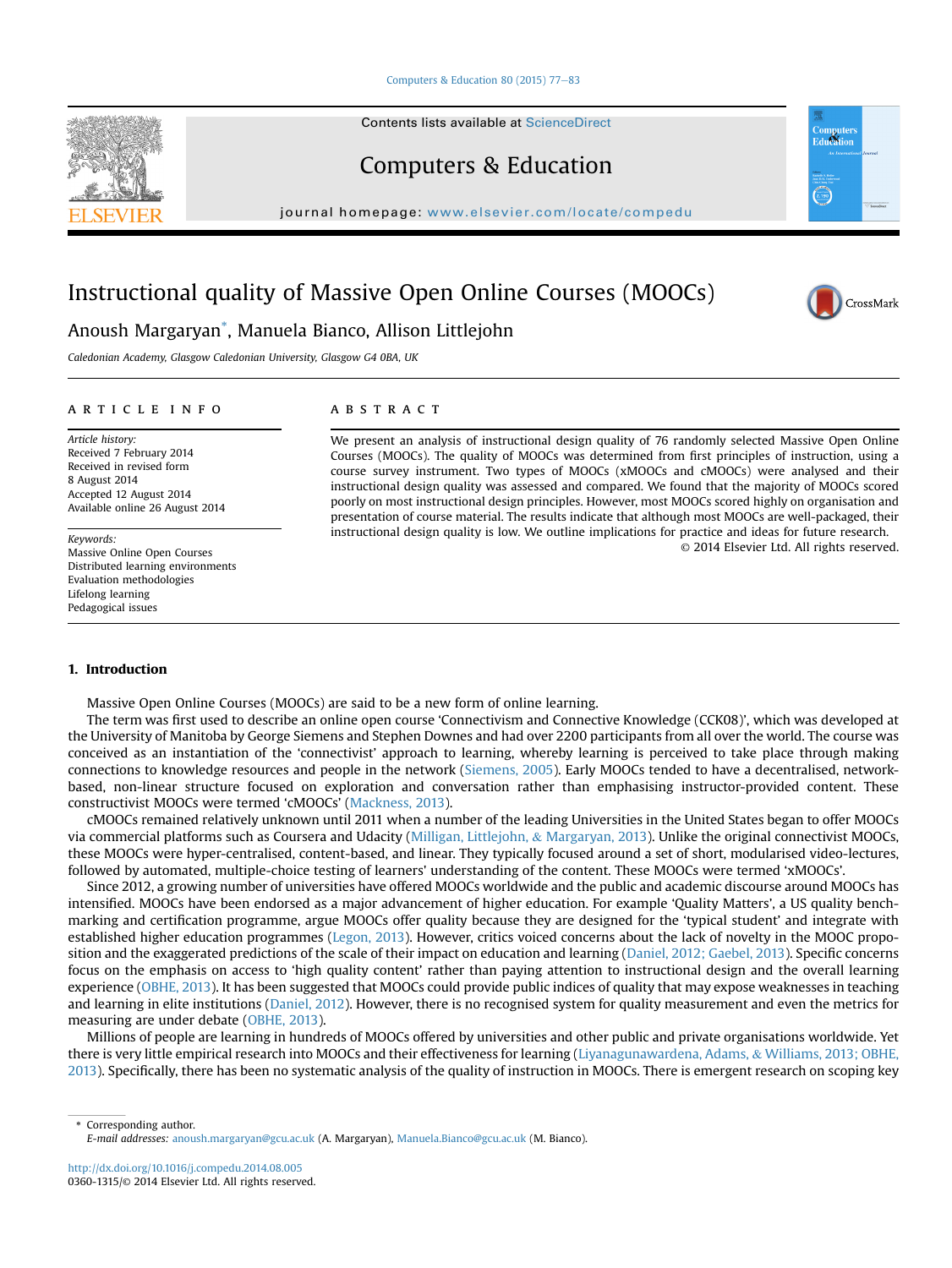# Instructional quality of Massive Open Online Courses (MOOCs)

Anoush Margaryan*, Manuela Bianco, Allison Littlejohn

*Caledonian Academy, Glasgow Caledonian University, Glasgow G4 0BA, UK*

**ARTICLE INFO**

*Article history:*
Received 7 February 2014
Received in revised form
8 August 2014
Accepted 12 August 2014
Available online 26 August 2014

*Keywords:*
Massive Online Open Courses
Distributed learning environments
Evaluation methodologies
Lifelong learning
Pedagogical issues

**ABSTRACT**

We present an analysis of instructional design quality of 76 randomly selected Massive Open Online Courses (MOOCs). The quality of MOOCs was determined from first principles of instruction, using a course survey instrument. Two types of MOOCs (xMOOCs and cMOOCs) were analysed and their instructional design quality was assessed and compared. We found that the majority of MOOCs scored poorly on most instructional design principles. However, most MOOCs scored highly on organisation and presentation of course material. The results indicate that although most MOOCs are well-packaged, their instructional design quality is low. We outline implications for practice and ideas for future research.

© 2014 Elsevier Ltd. All rights reserved.

## 1. Introduction

Massive Open Online Courses (MOOCs) are said to be a new form of online learning.

The term was first used to describe an online open course 'Connectivism and Connective Knowledge (CCK08)', which was developed at the University of Manitoba by George Siemens and Stephen Downes and had over 2200 participants from all over the world. The course was conceived as an instantiation of the 'connectivist' approach to learning, whereby learning is perceived to take place through making connections to knowledge resources and people in the network (Siemens, 2005). Early MOOCs tended to have a decentralised, network-based, non-linear structure focused on exploration and conversation rather than emphasising instructor-provided content. These constructivist MOOCs were termed 'cMOOCs' (Mackness, 2013).

cMOOCs remained relatively unknown until 2011 when a number of the leading Universities in the United States began to offer MOOCs via commercial platforms such as Coursera and Udacity (Milligan, Littlejohn, & Margaryan, 2013). Unlike the original connectivist MOOCs, these MOOCs were hyper-centralised, content-based, and linear. They typically focused around a set of short, modularised video-lectures, followed by automated, multiple-choice testing of learners' understanding of the content. These MOOCs were termed 'xMOOCs'.

Since 2012, a growing number of universities have offered MOOCs worldwide and the public and academic discourse around MOOCs has intensified. MOOCs have been endorsed as a major advancement of higher education. For example 'Quality Matters', a US quality benchmarking and certification programme, argue MOOCs offer quality because they are designed for the 'typical student' and integrate with established higher education programmes (Legon, 2013). However, critics voiced concerns about the lack of novelty in the MOOC proposition and the exaggerated predictions of the scale of their impact on education and learning (Daniel, 2012; Gaebel, 2013). Specific concerns focus on the emphasis on access to 'high quality content' rather than paying attention to instructional design and the overall learning experience (OBHE, 2013). It has been suggested that MOOCs could provide public indices of quality that may expose weaknesses in teaching and learning in elite institutions (Daniel, 2012). However, there is no recognised system for quality measurement and even the metrics for measuring are under debate (OBHE, 2013).

Millions of people are learning in hundreds of MOOCs offered by universities and other public and private organisations worldwide. Yet there is very little empirical research into MOOCs and their effectiveness for learning (Liyanagunawardena, Adams, & Williams, 2013; OBHE, 2013). Specifically, there has been no systematic analysis of the quality of instruction in MOOCs. There is emergent research on scoping key

---

* Corresponding author.
*E-mail addresses:* anoush.margaryan@gcu.ac.uk (A. Margaryan), Manuela.Bianco@gcu.ac.uk (M. Bianco).

http://dx.doi.org/10.1016/j.compedu.2014.08.005
0360-1315/© 2014 Elsevier Ltd. All rights reserved.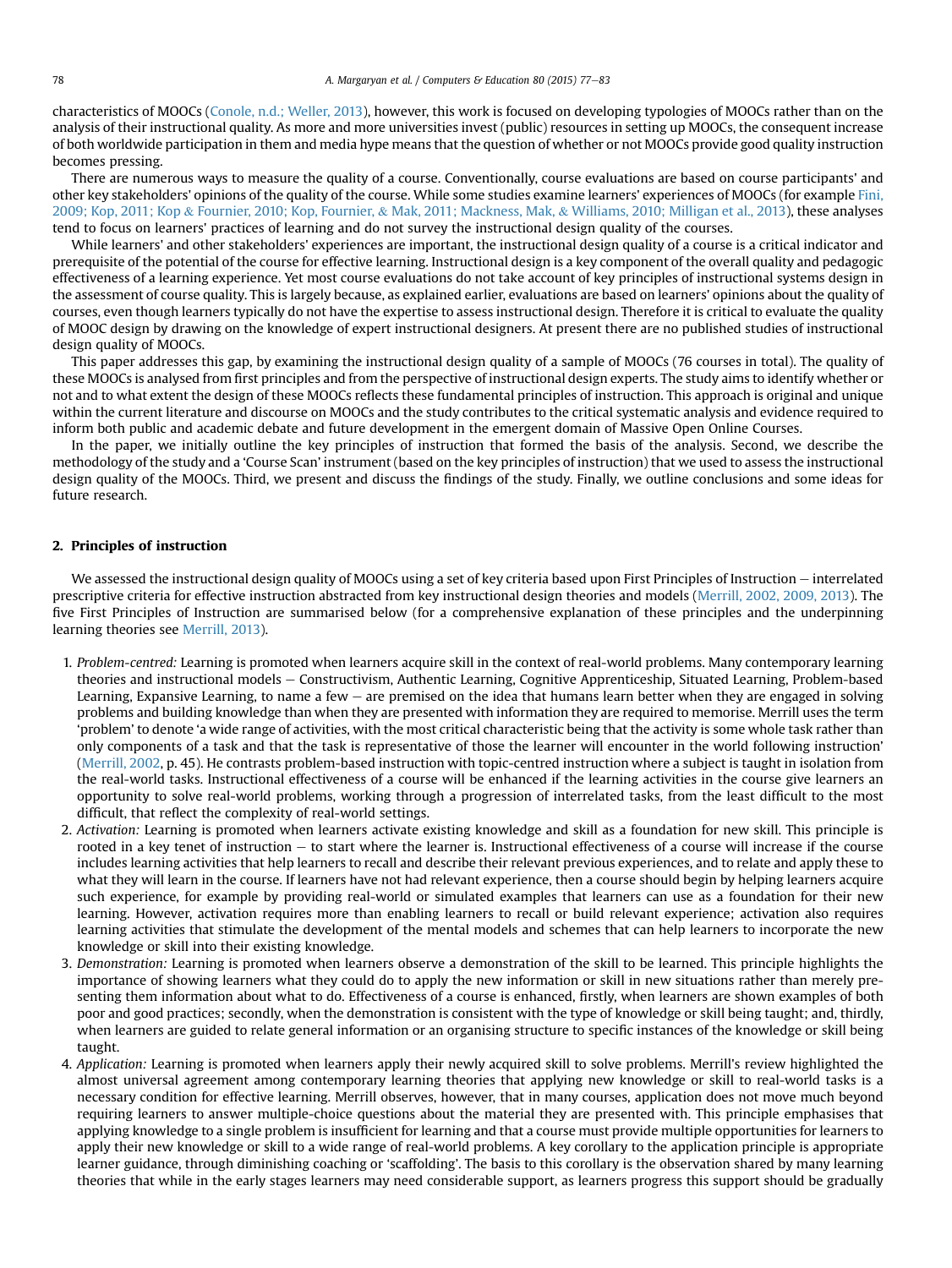characteristics of MOOCs (Conole, n.d.; Weller, 2013), however, this work is focused on developing typologies of MOOCs rather than on the analysis of their instructional quality. As more and more universities invest (public) resources in setting up MOOCs, the consequent increase of both worldwide participation in them and media hype means that the question of whether or not MOOCs provide good quality instruction becomes pressing.

There are numerous ways to measure the quality of a course. Conventionally, course evaluations are based on course participants' and other key stakeholders' opinions of the quality of the course. While some studies examine learners' experiences of MOOCs (for example Fini, 2009; Kop, 2011; Kop & Fournier, 2010; Kop, Fournier, & Mak, 2011; Mackness, Mak, & Williams, 2010; Milligan et al., 2013), these analyses tend to focus on learners' practices of learning and do not survey the instructional design quality of the courses.

While learners' and other stakeholders' experiences are important, the instructional design quality of a course is a critical indicator and prerequisite of the potential of the course for effective learning. Instructional design is a key component of the overall quality and pedagogic effectiveness of a learning experience. Yet most course evaluations do not take account of key principles of instructional systems design in the assessment of course quality. This is largely because, as explained earlier, evaluations are based on learners' opinions about the quality of courses, even though learners typically do not have the expertise to assess instructional design. Therefore it is critical to evaluate the quality of MOOC design by drawing on the knowledge of expert instructional designers. At present there are no published studies of instructional design quality of MOOCs.

This paper addresses this gap, by examining the instructional design quality of a sample of MOOCs (76 courses in total). The quality of these MOOCs is analysed from first principles and from the perspective of instructional design experts. The study aims to identify whether or not and to what extent the design of these MOOCs reflects these fundamental principles of instruction. This approach is original and unique within the current literature and discourse on MOOCs and the study contributes to the critical systematic analysis and evidence required to inform both public and academic debate and future development in the emergent domain of Massive Open Online Courses.

In the paper, we initially outline the key principles of instruction that formed the basis of the analysis. Second, we describe the methodology of the study and a 'Course Scan' instrument (based on the key principles of instruction) that we used to assess the instructional design quality of the MOOCs. Third, we present and discuss the findings of the study. Finally, we outline conclusions and some ideas for future research.

## 2. Principles of instruction

We assessed the instructional design quality of MOOCs using a set of key criteria based upon First Principles of Instruction – interrelated prescriptive criteria for effective instruction abstracted from key instructional design theories and models (Merrill, 2002, 2009, 2013). The five First Principles of Instruction are summarised below (for a comprehensive explanation of these principles and the underpinning learning theories see Merrill, 2013).

1. *Problem-centred:* Learning is promoted when learners acquire skill in the context of real-world problems. Many contemporary learning theories and instructional models – Constructivism, Authentic Learning, Cognitive Apprenticeship, Situated Learning, Problem-based Learning, Expansive Learning, to name a few – are premised on the idea that humans learn better when they are engaged in solving problems and building knowledge than when they are presented with information they are required to memorise. Merrill uses the term 'problem' to denote 'a wide range of activities, with the most critical characteristic being that the activity is some whole task rather than only components of a task and that the task is representative of those the learner will encounter in the world following instruction' (Merrill, 2002, p. 45). He contrasts problem-based instruction with topic-centred instruction where a subject is taught in isolation from the real-world tasks. Instructional effectiveness of a course will be enhanced if the learning activities in the course give learners an opportunity to solve real-world problems, working through a progression of interrelated tasks, from the least difficult to the most difficult, that reflect the complexity of real-world settings.
2. *Activation:* Learning is promoted when learners activate existing knowledge and skill as a foundation for new skill. This principle is rooted in a key tenet of instruction – to start where the learner is. Instructional effectiveness of a course will increase if the course includes learning activities that help learners to recall and describe their relevant previous experiences, and to relate and apply these to what they will learn in the course. If learners have not had relevant experience, then a course should begin by helping learners acquire such experience, for example by providing real-world or simulated examples that learners can use as a foundation for their new learning. However, activation requires more than enabling learners to recall or build relevant experience; activation also requires learning activities that stimulate the development of the mental models and schemes that can help learners to incorporate the new knowledge or skill into their existing knowledge.
3. *Demonstration:* Learning is promoted when learners observe a demonstration of the skill to be learned. This principle highlights the importance of showing learners what they could do to apply the new information or skill in new situations rather than merely presenting them information about what to do. Effectiveness of a course is enhanced, firstly, when learners are shown examples of both poor and good practices; secondly, when the demonstration is consistent with the type of knowledge or skill being taught; and, thirdly, when learners are guided to relate general information or an organising structure to specific instances of the knowledge or skill being taught.
4. *Application:* Learning is promoted when learners apply their newly acquired skill to solve problems. Merrill's review highlighted the almost universal agreement among contemporary learning theories that applying new knowledge or skill to real-world tasks is a necessary condition for effective learning. Merrill observes, however, that in many courses, application does not move much beyond requiring learners to answer multiple-choice questions about the material they are presented with. This principle emphasises that applying knowledge to a single problem is insufficient for learning and that a course must provide multiple opportunities for learners to apply their new knowledge or skill to a wide range of real-world problems. A key corollary to the application principle is appropriate learner guidance, through diminishing coaching or 'scaffolding'. The basis to this corollary is the observation shared by many learning theories that while in the early stages learners may need considerable support, as learners progress this support should be gradually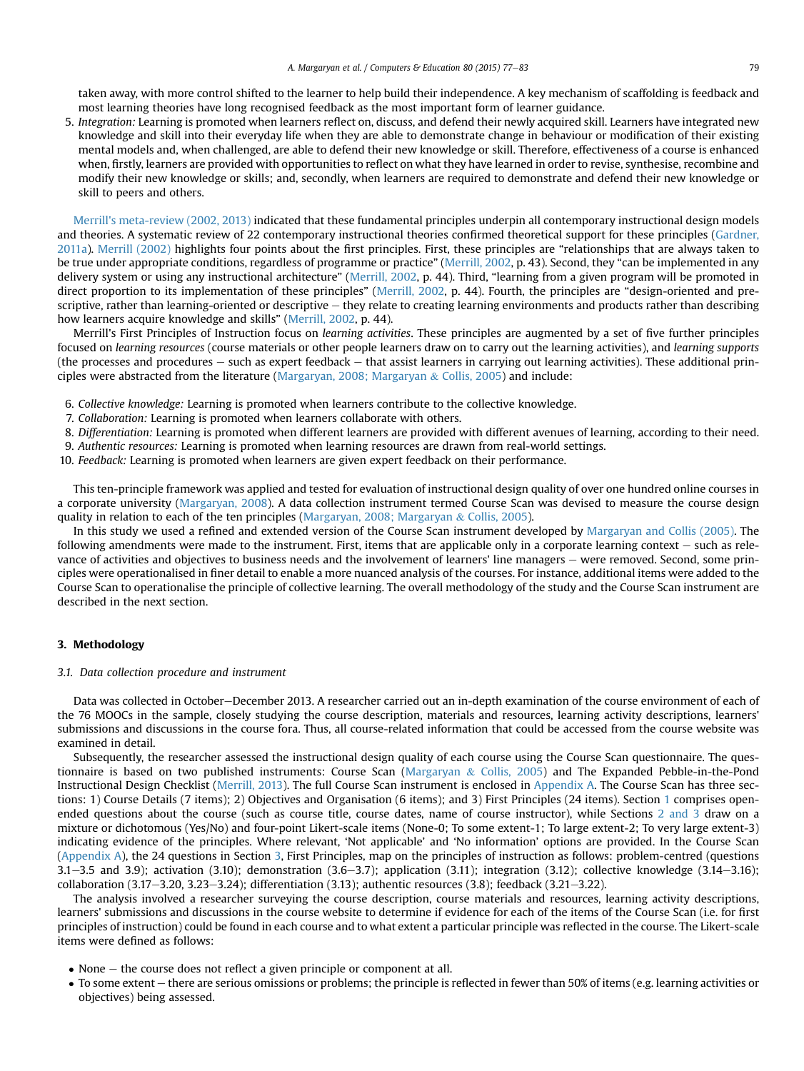taken away, with more control shifted to the learner to help build their independence. A key mechanism of scaffolding is feedback and most learning theories have long recognised feedback as the most important form of learner guidance.

5. *Integration:* Learning is promoted when learners reflect on, discuss, and defend their newly acquired skill. Learners have integrated new knowledge and skill into their everyday life when they are able to demonstrate change in behaviour or modification of their existing mental models and, when challenged, are able to defend their new knowledge or skill. Therefore, effectiveness of a course is enhanced when, firstly, learners are provided with opportunities to reflect on what they have learned in order to revise, synthesise, recombine and modify their new knowledge or skills; and, secondly, when learners are required to demonstrate and defend their new knowledge or skill to peers and others.

Merrill's meta-review (2002, 2013) indicated that these fundamental principles underpin all contemporary instructional design models and theories. A systematic review of 22 contemporary instructional theories confirmed theoretical support for these principles (Gardner, 2011a). Merrill (2002) highlights four points about the first principles. First, these principles are "relationships that are always taken to be true under appropriate conditions, regardless of programme or practice" (Merrill, 2002, p. 43). Second, they "can be implemented in any delivery system or using any instructional architecture" (Merrill, 2002, p. 44). Third, "learning from a given program will be promoted in direct proportion to its implementation of these principles" (Merrill, 2002, p. 44). Fourth, the principles are "design-oriented and prescriptive, rather than learning-oriented or descriptive – they relate to creating learning environments and products rather than describing how learners acquire knowledge and skills" (Merrill, 2002, p. 44).

Merrill's First Principles of Instruction focus on *learning activities*. These principles are augmented by a set of five further principles focused on *learning resources* (course materials or other people learners draw on to carry out the learning activities), and *learning supports* (the processes and procedures – such as expert feedback – that assist learners in carrying out learning activities). These additional principles were abstracted from the literature (Margaryan, 2008; Margaryan & Collis, 2005) and include:

6. *Collective knowledge:* Learning is promoted when learners contribute to the collective knowledge.
7. *Collaboration:* Learning is promoted when learners collaborate with others.
8. *Differentiation:* Learning is promoted when different learners are provided with different avenues of learning, according to their need.
9. *Authentic resources:* Learning is promoted when learning resources are drawn from real-world settings.
10. *Feedback:* Learning is promoted when learners are given expert feedback on their performance.

This ten-principle framework was applied and tested for evaluation of instructional design quality of over one hundred online courses in a corporate university (Margaryan, 2008). A data collection instrument termed Course Scan was devised to measure the course design quality in relation to each of the ten principles (Margaryan, 2008; Margaryan & Collis, 2005).

In this study we used a refined and extended version of the Course Scan instrument developed by Margaryan and Collis (2005). The following amendments were made to the instrument. First, items that are applicable only in a corporate learning context – such as relevance of activities and objectives to business needs and the involvement of learners' line managers – were removed. Second, some principles were operationalised in finer detail to enable a more nuanced analysis of the courses. For instance, additional items were added to the Course Scan to operationalise the principle of collective learning. The overall methodology of the study and the Course Scan instrument are described in the next section.

## 3. Methodology

### 3.1. Data collection procedure and instrument

Data was collected in October–December 2013. A researcher carried out an in-depth examination of the course environment of each of the 76 MOOCs in the sample, closely studying the course description, materials and resources, learning activity descriptions, learners' submissions and discussions in the course fora. Thus, all course-related information that could be accessed from the course website was examined in detail.

Subsequently, the researcher assessed the instructional design quality of each course using the Course Scan questionnaire. The questionnaire is based on two published instruments: Course Scan (Margaryan & Collis, 2005) and The Expanded Pebble-in-the-Pond Instructional Design Checklist (Merrill, 2013). The full Course Scan instrument is enclosed in Appendix A. The Course Scan has three sections: 1) Course Details (7 items); 2) Objectives and Organisation (6 items); and 3) First Principles (24 items). Section 1 comprises open-ended questions about the course (such as course title, course dates, name of course instructor), while Sections 2 and 3 draw on a mixture or dichotomous (Yes/No) and four-point Likert-scale items (None-0; To some extent-1; To large extent-2; To very large extent-3) indicating evidence of the principles. Where relevant, 'Not applicable' and 'No information' options are provided. In the Course Scan (Appendix A), the 24 questions in Section 3, First Principles, map on the principles of instruction as follows: problem-centred (questions 3.1–3.5 and 3.9); activation (3.10); demonstration (3.6–3.7); application (3.11); integration (3.12); collective knowledge (3.14–3.16); collaboration (3.17–3.20, 3.23–3.24); differentiation (3.13); authentic resources (3.8); feedback (3.21–3.22).

The analysis involved a researcher surveying the course description, course materials and resources, learning activity descriptions, learners' submissions and discussions in the course website to determine if evidence for each of the items of the Course Scan (i.e. for first principles of instruction) could be found in each course and to what extent a particular principle was reflected in the course. The Likert-scale items were defined as follows:

- None – the course does not reflect a given principle or component at all.
- To some extent – there are serious omissions or problems; the principle is reflected in fewer than 50% of items (e.g. learning activities or objectives) being assessed.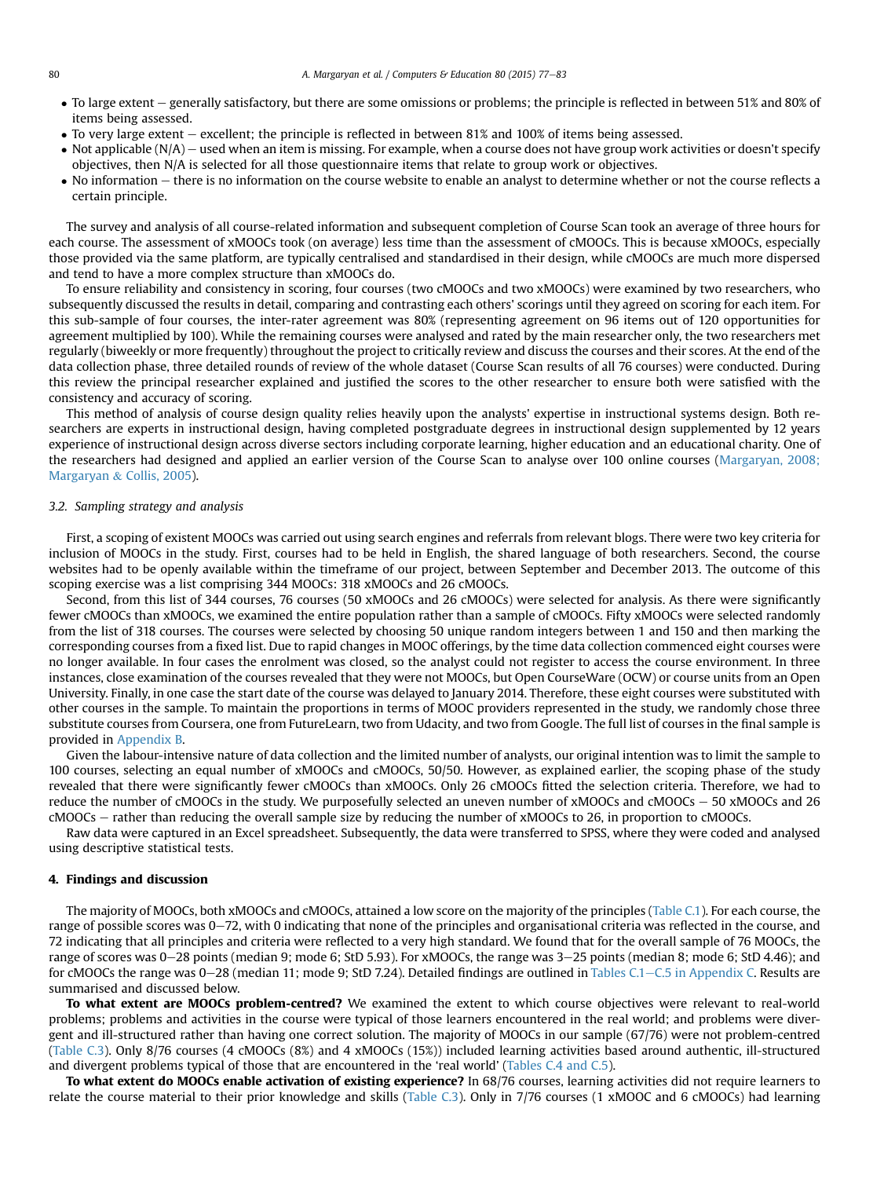- To large extent – generally satisfactory, but there are some omissions or problems; the principle is reflected in between 51% and 80% of items being assessed.
- To very large extent – excellent; the principle is reflected in between 81% and 100% of items being assessed.
- Not applicable (N/A) – used when an item is missing. For example, when a course does not have group work activities or doesn't specify objectives, then N/A is selected for all those questionnaire items that relate to group work or objectives.
- No information – there is no information on the course website to enable an analyst to determine whether or not the course reflects a certain principle.

The survey and analysis of all course-related information and subsequent completion of Course Scan took an average of three hours for each course. The assessment of xMOOCs took (on average) less time than the assessment of cMOOCs. This is because xMOOCs, especially those provided via the same platform, are typically centralised and standardised in their design, while cMOOCs are much more dispersed and tend to have a more complex structure than xMOOCs do.

To ensure reliability and consistency in scoring, four courses (two cMOOCs and two xMOOCs) were examined by two researchers, who subsequently discussed the results in detail, comparing and contrasting each others' scorings until they agreed on scoring for each item. For this sub-sample of four courses, the inter-rater agreement was 80% (representing agreement on 96 items out of 120 opportunities for agreement multiplied by 100). While the remaining courses were analysed and rated by the main researcher only, the two researchers met regularly (biweekly or more frequently) throughout the project to critically review and discuss the courses and their scores. At the end of the data collection phase, three detailed rounds of review of the whole dataset (Course Scan results of all 76 courses) were conducted. During this review the principal researcher explained and justified the scores to the other researcher to ensure both were satisfied with the consistency and accuracy of scoring.

This method of analysis of course design quality relies heavily upon the analysts' expertise in instructional systems design. Both researchers are experts in instructional design, having completed postgraduate degrees in instructional design supplemented by 12 years experience of instructional design across diverse sectors including corporate learning, higher education and an educational charity. One of the researchers had designed and applied an earlier version of the Course Scan to analyse over 100 online courses (Margaryan, 2008; Margaryan & Collis, 2005).

### 3.2. Sampling strategy and analysis

First, a scoping of existent MOOCs was carried out using search engines and referrals from relevant blogs. There were two key criteria for inclusion of MOOCs in the study. First, courses had to be held in English, the shared language of both researchers. Second, the course websites had to be openly available within the timeframe of our project, between September and December 2013. The outcome of this scoping exercise was a list comprising 344 MOOCs: 318 xMOOCs and 26 cMOOCs.

Second, from this list of 344 courses, 76 courses (50 xMOOCs and 26 cMOOCs) were selected for analysis. As there were significantly fewer cMOOCs than xMOOCs, we examined the entire population rather than a sample of cMOOCs. Fifty xMOOCs were selected randomly from the list of 318 courses. The courses were selected by choosing 50 unique random integers between 1 and 150 and then marking the corresponding courses from a fixed list. Due to rapid changes in MOOC offerings, by the time data collection commenced eight courses were no longer available. In four cases the enrolment was closed, so the analyst could not register to access the course environment. In three instances, close examination of the courses revealed that they were not MOOCs, but Open CourseWare (OCW) or course units from an Open University. Finally, in one case the start date of the course was delayed to January 2014. Therefore, these eight courses were substituted with other courses in the sample. To maintain the proportions in terms of MOOC providers represented in the study, we randomly chose three substitute courses from Coursera, one from FutureLearn, two from Udacity, and two from Google. The full list of courses in the final sample is provided in Appendix B.

Given the labour-intensive nature of data collection and the limited number of analysts, our original intention was to limit the sample to 100 courses, selecting an equal number of xMOOCs and cMOOCs, 50/50. However, as explained earlier, the scoping phase of the study revealed that there were significantly fewer cMOOCs than xMOOCs. Only 26 cMOOCs fitted the selection criteria. Therefore, we had to reduce the number of cMOOCs in the study. We purposefully selected an uneven number of xMOOCs and cMOOCs – 50 xMOOCs and 26 cMOOCs – rather than reducing the overall sample size by reducing the number of xMOOCs to 26, in proportion to cMOOCs.

Raw data were captured in an Excel spreadsheet. Subsequently, the data were transferred to SPSS, where they were coded and analysed using descriptive statistical tests.

## 4. Findings and discussion

The majority of MOOCs, both xMOOCs and cMOOCs, attained a low score on the majority of the principles (Table C.1). For each course, the range of possible scores was 0–72, with 0 indicating that none of the principles and organisational criteria was reflected in the course, and 72 indicating that all principles and criteria were reflected to a very high standard. We found that for the overall sample of 76 MOOCs, the range of scores was 0–28 points (median 9; mode 6; StD 5.93). For xMOOCs, the range was 3–25 points (median 8; mode 6; StD 4.46); and for cMOOCs the range was 0–28 (median 11; mode 9; StD 7.24). Detailed findings are outlined in Tables C.1–C.5 in Appendix C. Results are summarised and discussed below.

**To what extent are MOOCs problem-centred?** We examined the extent to which course objectives were relevant to real-world problems; problems and activities in the course were typical of those learners encountered in the real world; and problems were divergent and ill-structured rather than having one correct solution. The majority of MOOCs in our sample (67/76) were not problem-centred (Table C.3). Only 8/76 courses (4 cMOOCs (8%) and 4 xMOOCs (15%)) included learning activities based around authentic, ill-structured and divergent problems typical of those that are encountered in the 'real world' (Tables C.4 and C.5).

**To what extent do MOOCs enable activation of existing experience?** In 68/76 courses, learning activities did not require learners to relate the course material to their prior knowledge and skills (Table C.3). Only in 7/76 courses (1 xMOOC and 6 cMOOCs) had learning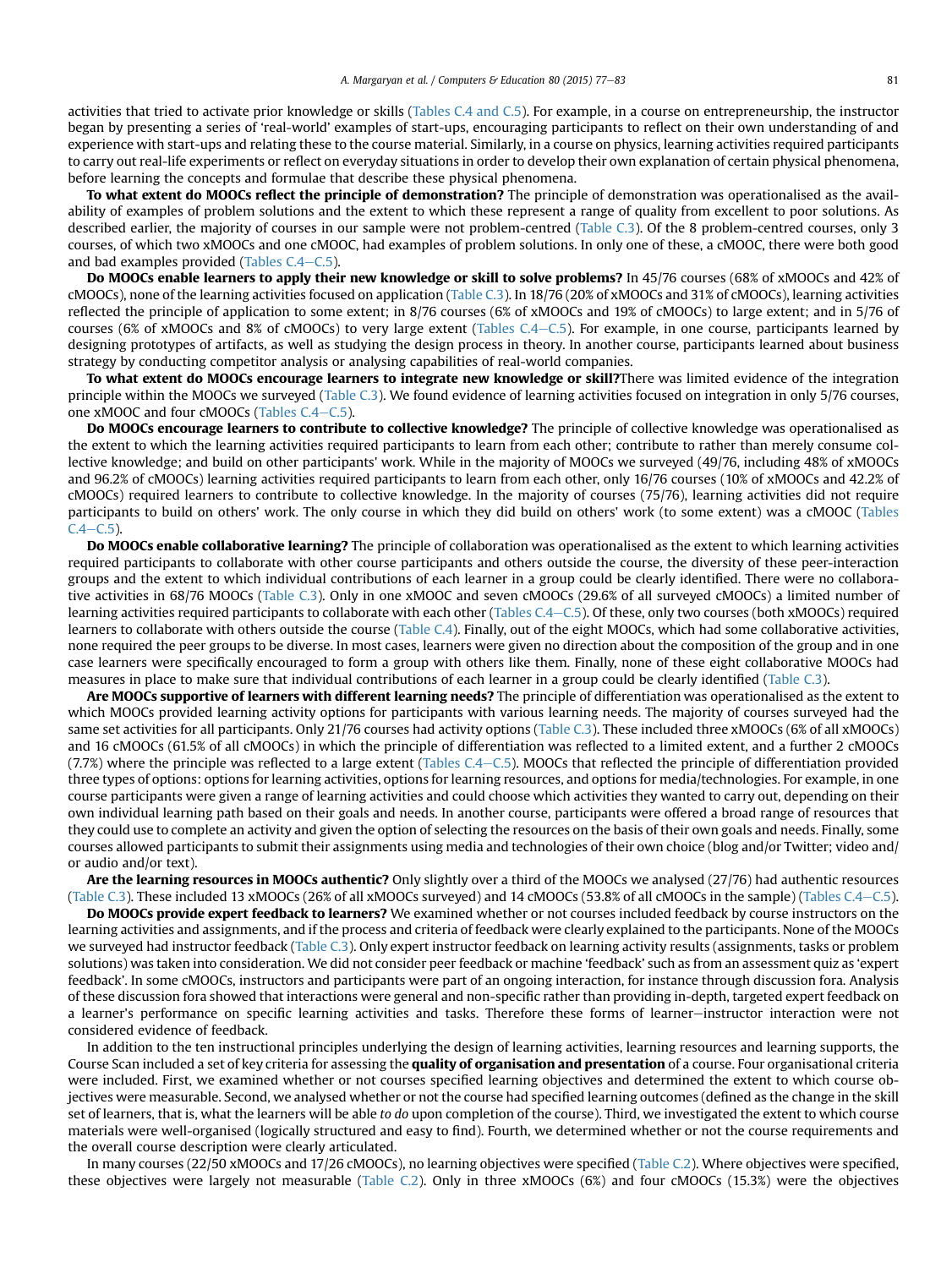activities that tried to activate prior knowledge or skills (Tables C.4 and C.5). For example, in a course on entrepreneurship, the instructor began by presenting a series of 'real-world' examples of start-ups, encouraging participants to reflect on their own understanding of and experience with start-ups and relating these to the course material. Similarly, in a course on physics, learning activities required participants to carry out real-life experiments or reflect on everyday situations in order to develop their own explanation of certain physical phenomena, before learning the concepts and formulae that describe these physical phenomena.

**To what extent do MOOCs reflect the principle of demonstration?** The principle of demonstration was operationalised as the availability of examples of problem solutions and the extent to which these represent a range of quality from excellent to poor solutions. As described earlier, the majority of courses in our sample were not problem-centred (Table C.3). Of the 8 problem-centred courses, only 3 courses, of which two xMOOCs and one cMOOC, had examples of problem solutions. In only one of these, a cMOOC, there were both good and bad examples provided (Tables C.4–C.5).

**Do MOOCs enable learners to apply their new knowledge or skill to solve problems?** In 45/76 courses (68% of xMOOCs and 42% of cMOOCs), none of the learning activities focused on application (Table C.3). In 18/76 (20% of xMOOCs and 31% of cMOOCs), learning activities reflected the principle of application to some extent; in 8/76 courses (6% of xMOOCs and 19% of cMOOCs) to large extent; and in 5/76 of courses (6% of xMOOCs and 8% of cMOOCs) to very large extent (Tables C.4–C.5). For example, in one course, participants learned by designing prototypes of artifacts, as well as studying the design process in theory. In another course, participants learned about business strategy by conducting competitor analysis or analysing capabilities of real-world companies.

**To what extent do MOOCs encourage learners to integrate new knowledge or skill?**There was limited evidence of the integration principle within the MOOCs we surveyed (Table C.3). We found evidence of learning activities focused on integration in only 5/76 courses, one xMOOC and four cMOOCs (Tables C.4–C.5).

**Do MOOCs encourage learners to contribute to collective knowledge?** The principle of collective knowledge was operationalised as the extent to which the learning activities required participants to learn from each other; contribute to rather than merely consume collective knowledge; and build on other participants' work. While in the majority of MOOCs we surveyed (49/76, including 48% of xMOOCs and 96.2% of cMOOCs) learning activities required participants to learn from each other, only 16/76 courses (10% of xMOOCs and 42.2% of cMOOCs) required learners to contribute to collective knowledge. In the majority of courses (75/76), learning activities did not require participants to build on others' work. The only course in which they did build on others' work (to some extent) was a cMOOC (Tables C.4–C.5).

**Do MOOCs enable collaborative learning?** The principle of collaboration was operationalised as the extent to which learning activities required participants to collaborate with other course participants and others outside the course, the diversity of these peer-interaction groups and the extent to which individual contributions of each learner in a group could be clearly identified. There were no collaborative activities in 68/76 MOOCs (Table C.3). Only in one xMOOC and seven cMOOCs (29.6% of all surveyed cMOOCs) a limited number of learning activities required participants to collaborate with each other (Tables C.4–C.5). Of these, only two courses (both xMOOCs) required learners to collaborate with others outside the course (Table C.4). Finally, out of the eight MOOCs, which had some collaborative activities, none required the peer groups to be diverse. In most cases, learners were given no direction about the composition of the group and in one case learners were specifically encouraged to form a group with others like them. Finally, none of these eight collaborative MOOCs had measures in place to make sure that individual contributions of each learner in a group could be clearly identified (Table C.3).

**Are MOOCs supportive of learners with different learning needs?** The principle of differentiation was operationalised as the extent to which MOOCs provided learning activity options for participants with various learning needs. The majority of courses surveyed had the same set activities for all participants. Only 21/76 courses had activity options (Table C.3). These included three xMOOCs (6% of all xMOOCs) and 16 cMOOCs (61.5% of all cMOOCs) in which the principle of differentiation was reflected to a limited extent, and a further 2 cMOOCs (7.7%) where the principle was reflected to a large extent (Tables C.4–C.5). MOOCs that reflected the principle of differentiation provided three types of options: options for learning activities, options for learning resources, and options for media/technologies. For example, in one course participants were given a range of learning activities and could choose which activities they wanted to carry out, depending on their own individual learning path based on their goals and needs. In another course, participants were offered a broad range of resources that they could use to complete an activity and given the option of selecting the resources on the basis of their own goals and needs. Finally, some courses allowed participants to submit their assignments using media and technologies of their own choice (blog and/or Twitter; video and/or audio and/or text).

**Are the learning resources in MOOCs authentic?** Only slightly over a third of the MOOCs we analysed (27/76) had authentic resources (Table C.3). These included 13 xMOOCs (26% of all xMOOCs surveyed) and 14 cMOOCs (53.8% of all cMOOCs in the sample) (Tables C.4–C.5).

**Do MOOCs provide expert feedback to learners?** We examined whether or not courses included feedback by course instructors on the learning activities and assignments, and if the process and criteria of feedback were clearly explained to the participants. None of the MOOCs we surveyed had instructor feedback (Table C.3). Only expert instructor feedback on learning activity results (assignments, tasks or problem solutions) was taken into consideration. We did not consider peer feedback or machine 'feedback' such as from an assessment quiz as 'expert feedback'. In some cMOOCs, instructors and participants were part of an ongoing interaction, for instance through discussion fora. Analysis of these discussion fora showed that interactions were general and non-specific rather than providing in-depth, targeted expert feedback on a learner's performance on specific learning activities and tasks. Therefore these forms of learner–instructor interaction were not considered evidence of feedback.

In addition to the ten instructional principles underlying the design of learning activities, learning resources and learning supports, the Course Scan included a set of key criteria for assessing the **quality of organisation and presentation** of a course. Four organisational criteria were included. First, we examined whether or not courses specified learning objectives and determined the extent to which course objectives were measurable. Second, we analysed whether or not the course had specified learning outcomes (defined as the change in the skill set of learners, that is, what the learners will be able *to do* upon completion of the course). Third, we investigated the extent to which course materials were well-organised (logically structured and easy to find). Fourth, we determined whether or not the course requirements and the overall course description were clearly articulated.

In many courses (22/50 xMOOCs and 17/26 cMOOCs), no learning objectives were specified (Table C.2). Where objectives were specified, these objectives were largely not measurable (Table C.2). Only in three xMOOCs (6%) and four cMOOCs (15.3%) were the objectives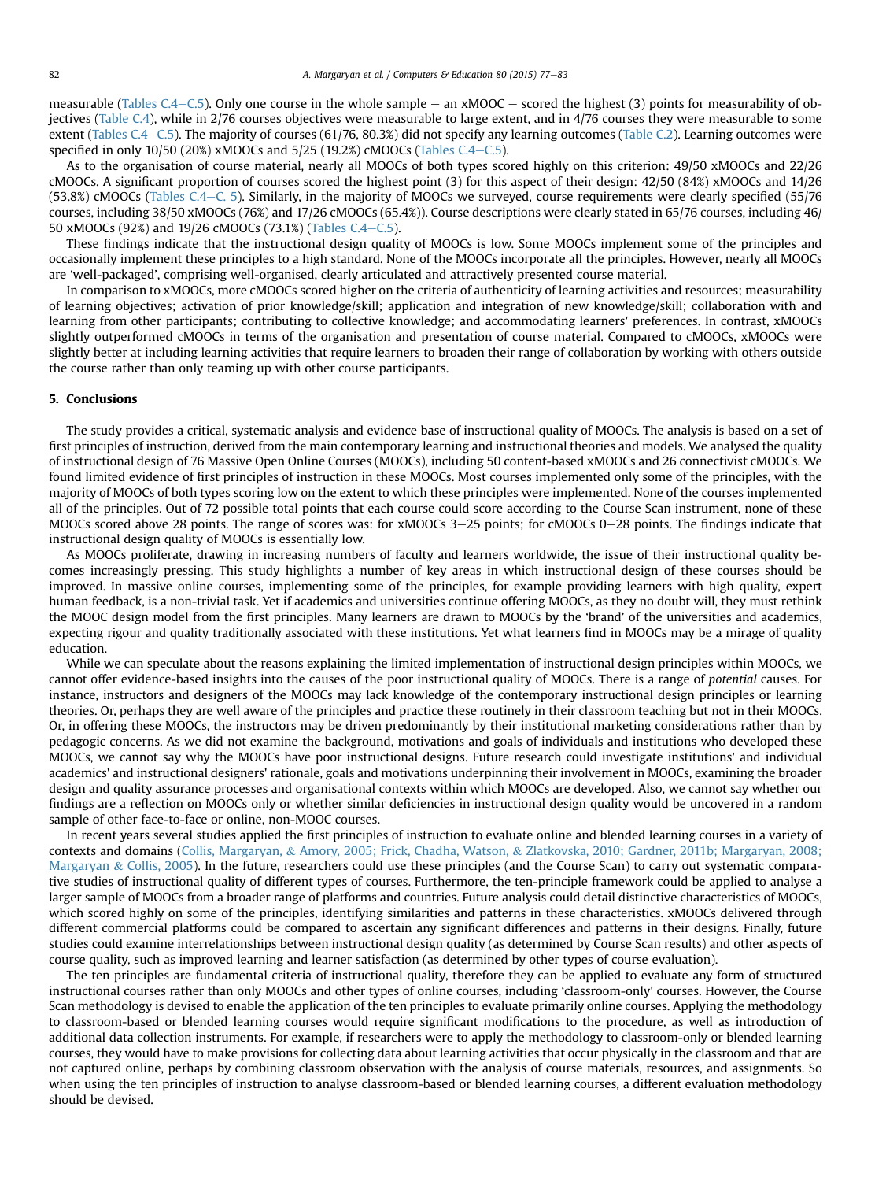measurable (Tables C.4–C.5). Only one course in the whole sample – an xMOOC – scored the highest (3) points for measurability of objectives (Table C.4), while in 2/76 courses objectives were measurable to large extent, and in 4/76 courses they were measurable to some extent (Tables C.4–C.5). The majority of courses (61/76, 80.3%) did not specify any learning outcomes (Table C.2). Learning outcomes were specified in only 10/50 (20%) xMOOCs and 5/25 (19.2%) cMOOCs (Tables C.4–C.5).

As to the organisation of course material, nearly all MOOCs of both types scored highly on this criterion: 49/50 xMOOCs and 22/26 cMOOCs. A significant proportion of courses scored the highest point (3) for this aspect of their design: 42/50 (84%) xMOOCs and 14/26 (53.8%) cMOOCs (Tables C.4–C. 5). Similarly, in the majority of MOOCs we surveyed, course requirements were clearly specified (55/76 courses, including 38/50 xMOOCs (76%) and 17/26 cMOOCs (65.4%)). Course descriptions were clearly stated in 65/76 courses, including 46/50 xMOOCs (92%) and 19/26 cMOOCs (73.1%) (Tables C.4–C.5).

These findings indicate that the instructional design quality of MOOCs is low. Some MOOCs implement some of the principles and occasionally implement these principles to a high standard. None of the MOOCs incorporate all the principles. However, nearly all MOOCs are 'well-packaged', comprising well-organised, clearly articulated and attractively presented course material.

In comparison to xMOOCs, more cMOOCs scored higher on the criteria of authenticity of learning activities and resources; measurability of learning objectives; activation of prior knowledge/skill; application and integration of new knowledge/skill; collaboration with and learning from other participants; contributing to collective knowledge; and accommodating learners' preferences. In contrast, xMOOCs slightly outperformed cMOOCs in terms of the organisation and presentation of course material. Compared to cMOOCs, xMOOCs were slightly better at including learning activities that require learners to broaden their range of collaboration by working with others outside the course rather than only teaming up with other course participants.

## 5. Conclusions

The study provides a critical, systematic analysis and evidence base of instructional quality of MOOCs. The analysis is based on a set of first principles of instruction, derived from the main contemporary learning and instructional theories and models. We analysed the quality of instructional design of 76 Massive Open Online Courses (MOOCs), including 50 content-based xMOOCs and 26 connectivist cMOOCs. We found limited evidence of first principles of instruction in these MOOCs. Most courses implemented only some of the principles, with the majority of MOOCs of both types scoring low on the extent to which these principles were implemented. None of the courses implemented all of the principles. Out of 72 possible total points that each course could score according to the Course Scan instrument, none of these MOOCs scored above 28 points. The range of scores was: for xMOOCs 3–25 points; for cMOOCs 0–28 points. The findings indicate that instructional design quality of MOOCs is essentially low.

As MOOCs proliferate, drawing in increasing numbers of faculty and learners worldwide, the issue of their instructional quality becomes increasingly pressing. This study highlights a number of key areas in which instructional design of these courses should be improved. In massive online courses, implementing some of the principles, for example providing learners with high quality, expert human feedback, is a non-trivial task. Yet if academics and universities continue offering MOOCs, as they no doubt will, they must rethink the MOOC design model from the first principles. Many learners are drawn to MOOCs by the 'brand' of the universities and academics, expecting rigour and quality traditionally associated with these institutions. Yet what learners find in MOOCs may be a mirage of quality education.

While we can speculate about the reasons explaining the limited implementation of instructional design principles within MOOCs, we cannot offer evidence-based insights into the causes of the poor instructional quality of MOOCs. There is a range of *potential* causes. For instance, instructors and designers of the MOOCs may lack knowledge of the contemporary instructional design principles or learning theories. Or, perhaps they are well aware of the principles and practice these routinely in their classroom teaching but not in their MOOCs. Or, in offering these MOOCs, the instructors may be driven predominantly by their institutional marketing considerations rather than by pedagogic concerns. As we did not examine the background, motivations and goals of individuals and institutions who developed these MOOCs, we cannot say why the MOOCs have poor instructional designs. Future research could investigate institutions' and individual academics' and instructional designers' rationale, goals and motivations underpinning their involvement in MOOCs, examining the broader design and quality assurance processes and organisational contexts within which MOOCs are developed. Also, we cannot say whether our findings are a reflection on MOOCs only or whether similar deficiencies in instructional design quality would be uncovered in a random sample of other face-to-face or online, non-MOOC courses.

In recent years several studies applied the first principles of instruction to evaluate online and blended learning courses in a variety of contexts and domains (Collis, Margaryan, & Amory, 2005; Frick, Chadha, Watson, & Zlatkovska, 2010; Gardner, 2011b; Margaryan, 2008; Margaryan & Collis, 2005). In the future, researchers could use these principles (and the Course Scan) to carry out systematic comparative studies of instructional quality of different types of courses. Furthermore, the ten-principle framework could be applied to analyse a larger sample of MOOCs from a broader range of platforms and countries. Future analysis could detail distinctive characteristics of MOOCs, which scored highly on some of the principles, identifying similarities and patterns in these characteristics. xMOOCs delivered through different commercial platforms could be compared to ascertain any significant differences and patterns in their designs. Finally, future studies could examine interrelationships between instructional design quality (as determined by Course Scan results) and other aspects of course quality, such as improved learning and learner satisfaction (as determined by other types of course evaluation).

The ten principles are fundamental criteria of instructional quality, therefore they can be applied to evaluate any form of structured instructional courses rather than only MOOCs and other types of online courses, including 'classroom-only' courses. However, the Course Scan methodology is devised to enable the application of the ten principles to evaluate primarily online courses. Applying the methodology to classroom-based or blended learning courses would require significant modifications to the procedure, as well as introduction of additional data collection instruments. For example, if researchers were to apply the methodology to classroom-only or blended learning courses, they would have to make provisions for collecting data about learning activities that occur physically in the classroom and that are not captured online, perhaps by combining classroom observation with the analysis of course materials, resources, and assignments. So when using the ten principles of instruction to analyse classroom-based or blended learning courses, a different evaluation methodology should be devised.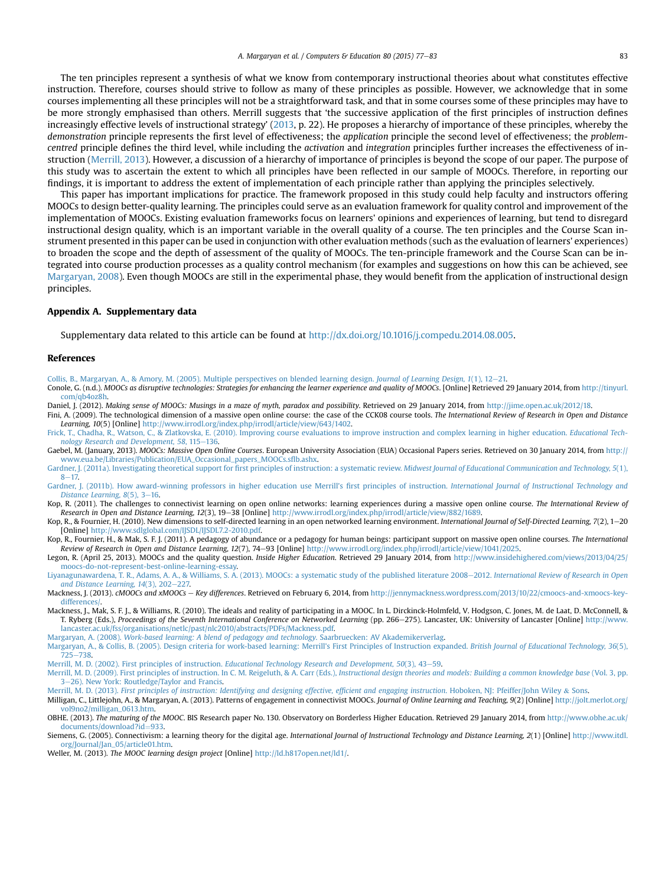The ten principles represent a synthesis of what we know from contemporary instructional theories about what constitutes effective instruction. Therefore, courses should strive to follow as many of these principles as possible. However, we acknowledge that in some courses implementing all these principles will not be a straightforward task, and that in some courses some of these principles may have to be more strongly emphasised than others. Merrill suggests that 'the successive application of the first principles of instruction defines increasingly effective levels of instructional strategy' (2013, p. 22). He proposes a hierarchy of importance of these principles, whereby the *demonstration* principle represents the first level of effectiveness; the *application* principle the second level of effectiveness; the *problem-centred* principle defines the third level, while including the *activation* and *integration* principles further increases the effectiveness of instruction (Merrill, 2013). However, a discussion of a hierarchy of importance of principles is beyond the scope of our paper. The purpose of this study was to ascertain the extent to which all principles have been reflected in our sample of MOOCs. Therefore, in reporting our findings, it is important to address the extent of implementation of each principle rather than applying the principles selectively.

This paper has important implications for practice. The framework proposed in this study could help faculty and instructors offering MOOCs to design better-quality learning. The principles could serve as an evaluation framework for quality control and improvement of the implementation of MOOCs. Existing evaluation frameworks focus on learners' opinions and experiences of learning, but tend to disregard instructional design quality, which is an important variable in the overall quality of a course. The ten principles and the Course Scan instrument presented in this paper can be used in conjunction with other evaluation methods (such as the evaluation of learners' experiences) to broaden the scope and the depth of assessment of the quality of MOOCs. The ten-principle framework and the Course Scan can be integrated into course production processes as a quality control mechanism (for examples and suggestions on how this can be achieved, see Margaryan, 2008). Even though MOOCs are still in the experimental phase, they would benefit from the application of instructional design principles.

## Appendix A. Supplementary data

Supplementary data related to this article can be found at http://dx.doi.org/10.1016/j.compedu.2014.08.005.

## References

Collis, B., Margaryan, A., & Amory, M. (2005). Multiple perspectives on blended learning design. *Journal of Learning Design, 1*(1), 12–21.

Conole, G. (n.d.). *MOOCs as disruptive technologies: Strategies for enhancing the learner experience and quality of MOOCs*. [Online] Retrieved 29 January 2014, from http://tinyurl.com/qb4oz8h.

Daniel, J. (2012). *Making sense of MOOCs: Musings in a maze of myth, paradox and possibility*. Retrieved on 29 January 2014, from http://jime.open.ac.uk/2012/18.

Fini, A. (2009). The technological dimension of a massive open online course: the case of the CCK08 course tools. *The International Review of Research in Open and Distance Learning, 10*(5) [Online] http://www.irrodl.org/index.php/irrodl/article/view/643/1402.

Frick, T., Chadha, R., Watson, C., & Zlatkovska, E. (2010). Improving course evaluations to improve instruction and complex learning in higher education. *Educational Technology Research and Development, 58*, 115–136.

Gaebel, M. (January, 2013). *MOOCs: Massive Open Online Courses*. European University Association (EUA) Occasional Papers series. Retrieved on 30 January 2014, from http://www.eua.be/Libraries/Publication/EUA_Occasional_papers_MOOCs.sflb.ashx.

Gardner, J. (2011a). Investigating theoretical support for first principles of instruction: a systematic review. *Midwest Journal of Educational Communication and Technology, 5*(1), 8–17.

Gardner, J. (2011b). How award-winning professors in higher education use Merrill's first principles of instruction. *International Journal of Instructional Technology and Distance Learning, 8*(5), 3–16.

Kop, R. (2011). The challenges to connectivist learning on open online networks: learning experiences during a massive open online course. *The International Review of Research in Open and Distance Learning, 12*(3), 19–38 [Online] http://www.irrodl.org/index.php/irrodl/article/view/882/1689.

Kop, R., & Fournier, H. (2010). New dimensions to self-directed learning in an open networked learning environment. *International Journal of Self-Directed Learning, 7*(2), 1–20 [Online] http://www.sdlglobal.com/IJSDL/IJSDL7.2-2010.pdf.

Kop, R., Fournier, H., & Mak, S. F. J. (2011). A pedagogy of abundance or a pedagogy for human beings: participant support on massive open online courses. *The International Review of Research in Open and Distance Learning, 12*(7), 74–93 [Online] http://www.irrodl.org/index.php/irrodl/article/view/1041/2025.

Legon, R. (April 25, 2013). MOOCs and the quality question. *Inside Higher Education*. Retrieved 29 January 2014, from http://www.insidehighered.com/views/2013/04/25/moocs-do-not-represent-best-online-learning-essay.

Liyanagunawardena, T. R., Adams, A. A., & Williams, S. A. (2013). MOOCs: a systematic study of the published literature 2008–2012. *International Review of Research in Open and Distance Learning, 14*(3), 202–227.

Mackness, J. (2013). *cMOOCs and xMOOCs – Key differences*. Retrieved on February 6, 2014, from http://jennymackness.wordpress.com/2013/10/22/cmoocs-and-xmoocs-key-differences/.

Mackness, J., Mak, S. F. J., & Williams, R. (2010). The ideals and reality of participating in a MOOC. In L. Dirckinck-Holmfeld, V. Hodgson, C. Jones, M. de Laat, D. McConnell, & T. Ryberg (Eds.), *Proceedings of the Seventh International Conference on Networked Learning* (pp. 266–275). Lancaster, UK: University of Lancaster [Online] http://www.lancaster.ac.uk/fss/organisations/netlc/past/nlc2010/abstracts/PDFs/Mackness.pdf.

Margaryan, A. (2008). *Work-based learning: A blend of pedagogy and technology*. Saarbruecken: AV Akademikerverlag.

Margaryan, A., & Collis, B. (2005). Design criteria for work-based learning: Merrill's First Principles of Instruction expanded. *British Journal of Educational Technology, 36*(5), 725–738.

Merrill, M. D. (2002). First principles of instruction. *Educational Technology Research and Development, 50*(3), 43–59.

Merrill, M. D. (2009). First principles of instruction. In C. M. Reigeluth, & A. Carr (Eds.), *Instructional design theories and models: Building a common knowledge base* (Vol. 3, pp. 3–26). New York: Routledge/Taylor and Francis.

Merrill, M. D. (2013). *First principles of instruction: Identifying and designing effective, efficient and engaging instruction*. Hoboken, NJ: Pfeiffer/John Wiley & Sons.

Milligan, C., Littlejohn, A., & Margaryan, A. (2013). Patterns of engagement in connectivist MOOCs. *Journal of Online Learning and Teaching, 9*(2) [Online] http://jolt.merlot.org/vol9no2/milligan_0613.htm.

OBHE. (2013). *The maturing of the MOOC*. BIS Research paper No. 130. Observatory on Borderless Higher Education. Retrieved 29 January 2014, from http://www.obhe.ac.uk/documents/download?id=933.

Siemens, G. (2005). Connectivism: a learning theory for the digital age. *International Journal of Instructional Technology and Distance Learning, 2*(1) [Online] http://www.itdl.org/Journal/Jan_05/article01.htm.

Weller, M. (2013). *The MOOC learning design project* [Online] http://ld.h817open.net/ld1/.